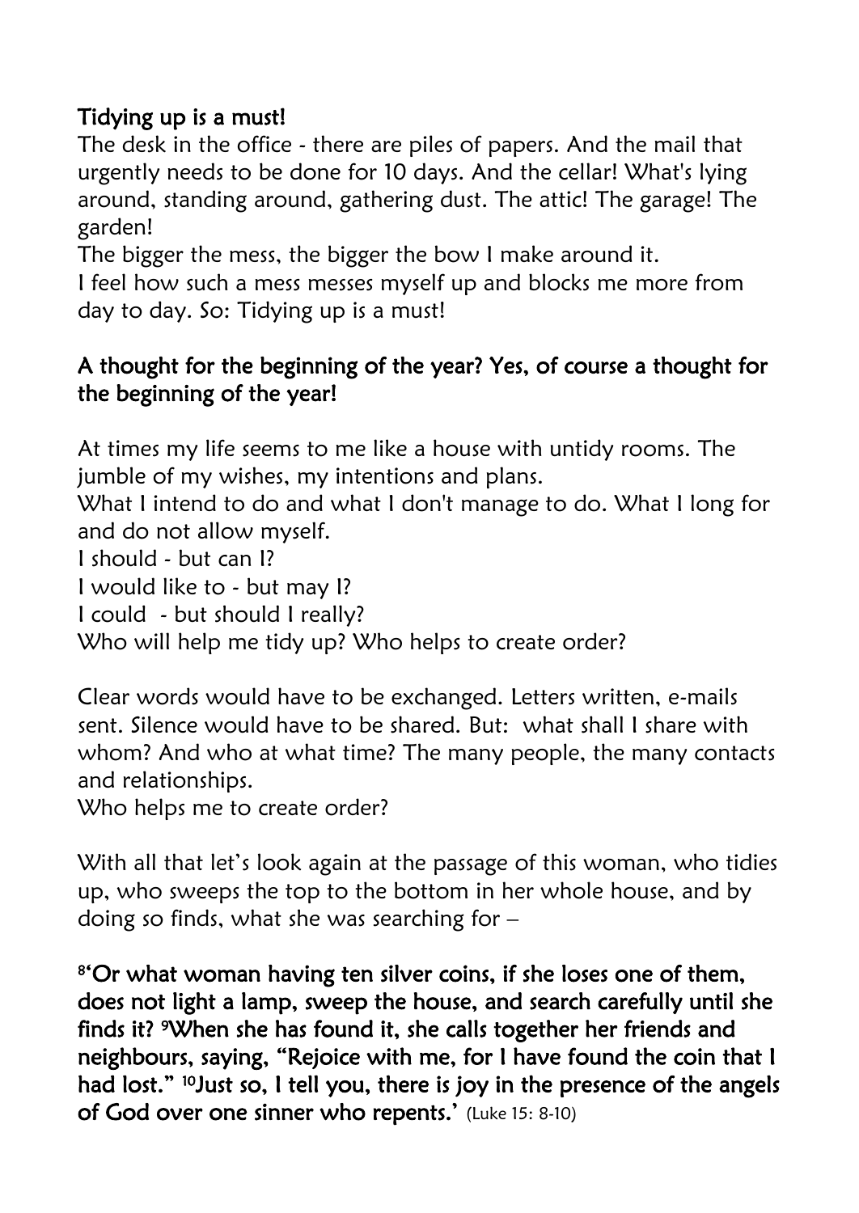**Tidying up is a must!**

The desk in the office - there are piles of papers. And the mail that urgently needs to be done for 10 days. And the cellar! What's lying around, standing around, gathering dust. The attic! The garage! The garden!

The bigger the mess, the bigger the bow I make around it.

I feel how such a mess messes myself up and blocks me more from day to day. So: Tidying up is a must!

**A thought for the beginning of the year? Yes, of course a thought for the beginning of the year!**

At times my life seems to me like a house with untidy rooms. The jumble of my wishes, my intentions and plans.

What I intend to do and what I don't manage to do. What I long for and do not allow myself.

I should - but can I?

I would like to - but may I?

I could - but should I really?

Who will help me tidy up? Who helps to create order?

Clear words would have to be exchanged. Letters written, e-mails sent. Silence would have to be shared. But: what shall I share with whom? And who at what time? The many people, the many contacts and relationships.

Who helps me to create order?

With all that let's look again at the passage of this woman, who tidies up, who sweeps the top to the bottom in her whole house, and by doing so finds, what she was searching for –

**[8]'Or what woman having ten silver coins, if she loses one of them, does not light a lamp, sweep the house, and search carefully until she finds it? [9]When she has found it, she calls together her friends and neighbours, saying, "Rejoice with me, for I have found the coin that I had lost." [10]Just so, I tell you, there is joy in the presence of the angels of God over one sinner who repents.'** (Luke 15: 8-10)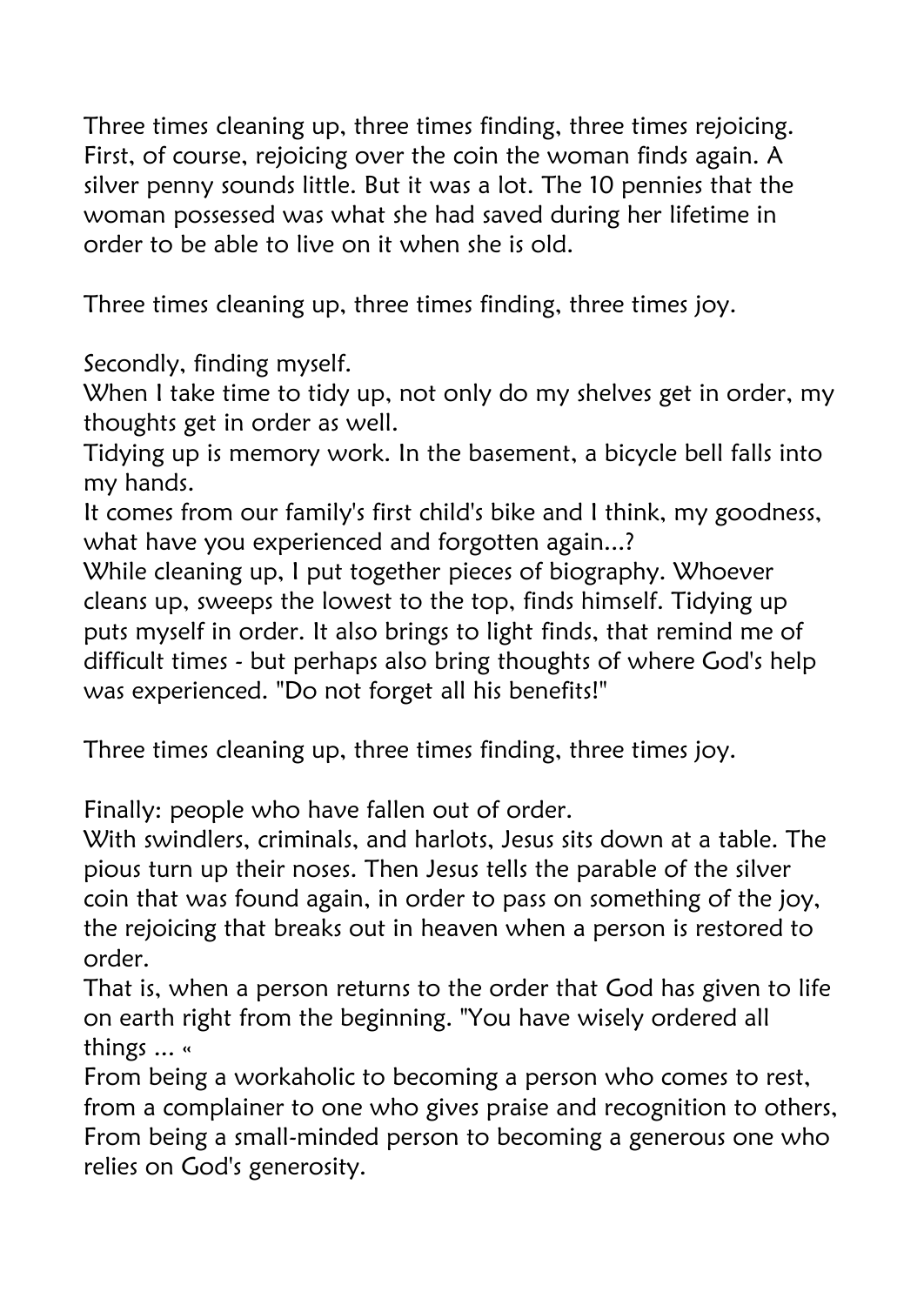Three times cleaning up, three times finding, three times rejoicing. First, of course, rejoicing over the coin the woman finds again. A silver penny sounds little. But it was a lot. The 10 pennies that the woman possessed was what she had saved during her lifetime in order to be able to live on it when she is old.

Three times cleaning up, three times finding, three times joy.

Secondly, finding myself.
When I take time to tidy up, not only do my shelves get in order, my thoughts get in order as well.
Tidying up is memory work. In the basement, a bicycle bell falls into my hands.
It comes from our family's first child's bike and I think, my goodness, what have you experienced and forgotten again...?
While cleaning up, I put together pieces of biography. Whoever cleans up, sweeps the lowest to the top, finds himself. Tidying up puts myself in order. It also brings to light finds, that remind me of difficult times - but perhaps also bring thoughts of where God's help was experienced. "Do not forget all his benefits!"

Three times cleaning up, three times finding, three times joy.

Finally: people who have fallen out of order.
With swindlers, criminals, and harlots, Jesus sits down at a table. The pious turn up their noses. Then Jesus tells the parable of the silver coin that was found again, in order to pass on something of the joy, the rejoicing that breaks out in heaven when a person is restored to order.
That is, when a person returns to the order that God has given to life on earth right from the beginning. "You have wisely ordered all things ... «
From being a workaholic to becoming a person who comes to rest, from a complainer to one who gives praise and recognition to others, From being a small-minded person to becoming a generous one who relies on God's generosity.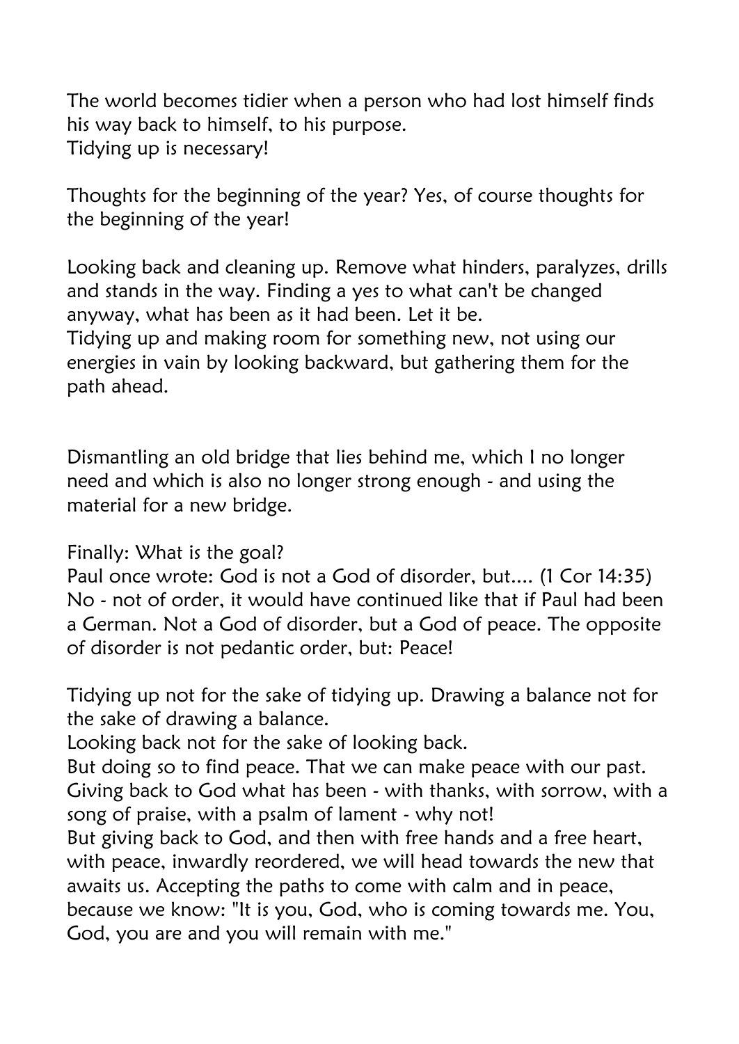The world becomes tidier when a person who had lost himself finds his way back to himself, to his purpose.
Tidying up is necessary!

Thoughts for the beginning of the year? Yes, of course thoughts for the beginning of the year!

Looking back and cleaning up. Remove what hinders, paralyzes, drills and stands in the way. Finding a yes to what can't be changed anyway, what has been as it had been. Let it be.
Tidying up and making room for something new, not using our energies in vain by looking backward, but gathering them for the path ahead.

Dismantling an old bridge that lies behind me, which I no longer need and which is also no longer strong enough - and using the material for a new bridge.

Finally: What is the goal?
Paul once wrote: God is not a God of disorder, but.... (1 Cor 14:35)
No - not of order, it would have continued like that if Paul had been a German. Not a God of disorder, but a God of peace. The opposite of disorder is not pedantic order, but: Peace!

Tidying up not for the sake of tidying up. Drawing a balance not for the sake of drawing a balance.
Looking back not for the sake of looking back.
But doing so to find peace. That we can make peace with our past.
Giving back to God what has been - with thanks, with sorrow, with a song of praise, with a psalm of lament - why not!
But giving back to God, and then with free hands and a free heart, with peace, inwardly reordered, we will head towards the new that awaits us. Accepting the paths to come with calm and in peace, because we know: "It is you, God, who is coming towards me. You, God, you are and you will remain with me."